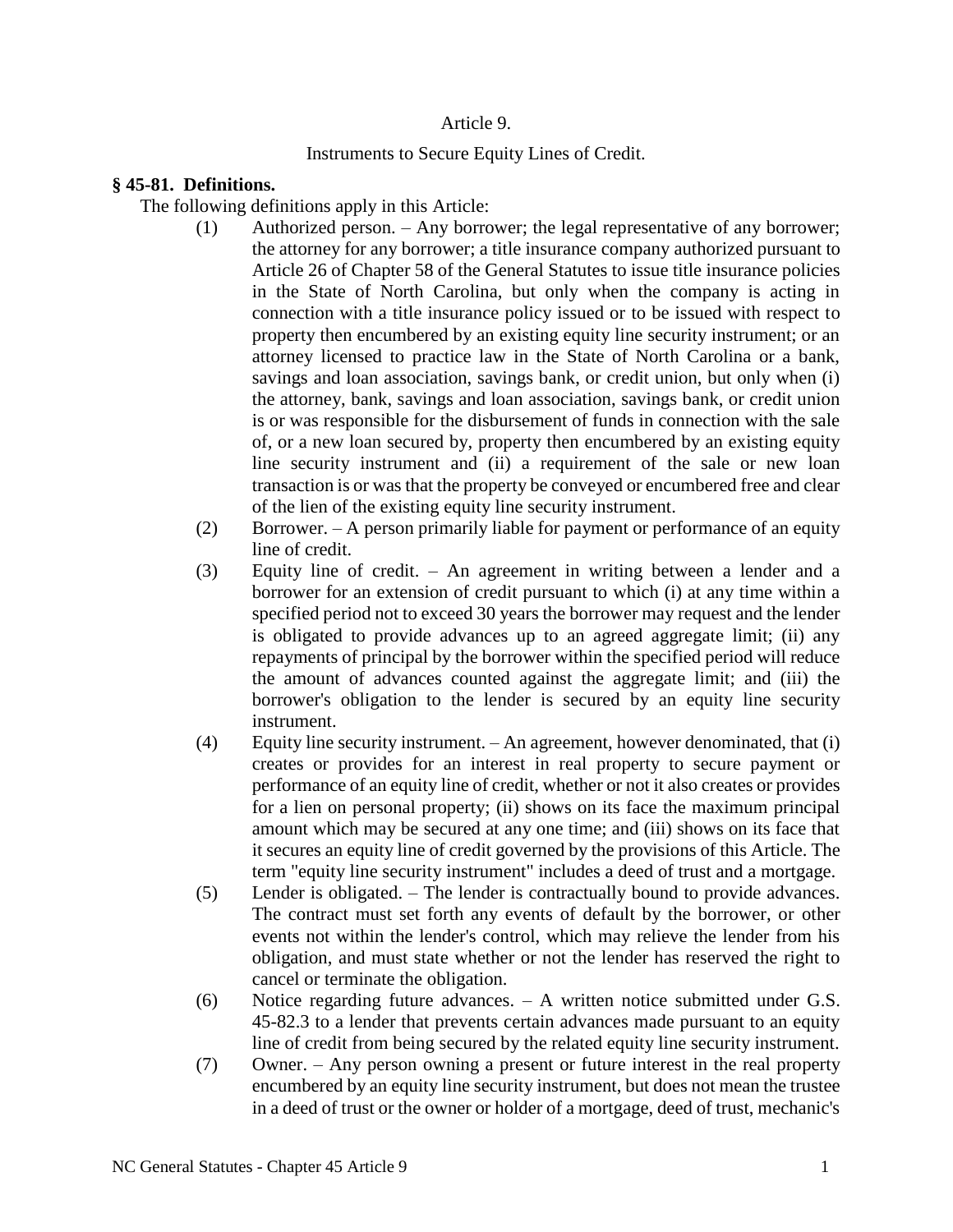Article 9.

Instruments to Secure Equity Lines of Credit.

**§ 45-81. Definitions.**

The following definitions apply in this Article:

(1) Authorized person. – Any borrower; the legal representative of any borrower; the attorney for any borrower; a title insurance company authorized pursuant to Article 26 of Chapter 58 of the General Statutes to issue title insurance policies in the State of North Carolina, but only when the company is acting in connection with a title insurance policy issued or to be issued with respect to property then encumbered by an existing equity line security instrument; or an attorney licensed to practice law in the State of North Carolina or a bank, savings and loan association, savings bank, or credit union, but only when (i) the attorney, bank, savings and loan association, savings bank, or credit union is or was responsible for the disbursement of funds in connection with the sale of, or a new loan secured by, property then encumbered by an existing equity line security instrument and (ii) a requirement of the sale or new loan transaction is or was that the property be conveyed or encumbered free and clear of the lien of the existing equity line security instrument.

(2) Borrower. – A person primarily liable for payment or performance of an equity line of credit.

(3) Equity line of credit. – An agreement in writing between a lender and a borrower for an extension of credit pursuant to which (i) at any time within a specified period not to exceed 30 years the borrower may request and the lender is obligated to provide advances up to an agreed aggregate limit; (ii) any repayments of principal by the borrower within the specified period will reduce the amount of advances counted against the aggregate limit; and (iii) the borrower's obligation to the lender is secured by an equity line security instrument.

(4) Equity line security instrument. – An agreement, however denominated, that (i) creates or provides for an interest in real property to secure payment or performance of an equity line of credit, whether or not it also creates or provides for a lien on personal property; (ii) shows on its face the maximum principal amount which may be secured at any one time; and (iii) shows on its face that it secures an equity line of credit governed by the provisions of this Article. The term "equity line security instrument" includes a deed of trust and a mortgage.

(5) Lender is obligated. – The lender is contractually bound to provide advances. The contract must set forth any events of default by the borrower, or other events not within the lender's control, which may relieve the lender from his obligation, and must state whether or not the lender has reserved the right to cancel or terminate the obligation.

(6) Notice regarding future advances. – A written notice submitted under G.S. 45-82.3 to a lender that prevents certain advances made pursuant to an equity line of credit from being secured by the related equity line security instrument.

(7) Owner. – Any person owning a present or future interest in the real property encumbered by an equity line security instrument, but does not mean the trustee in a deed of trust or the owner or holder of a mortgage, deed of trust, mechanic's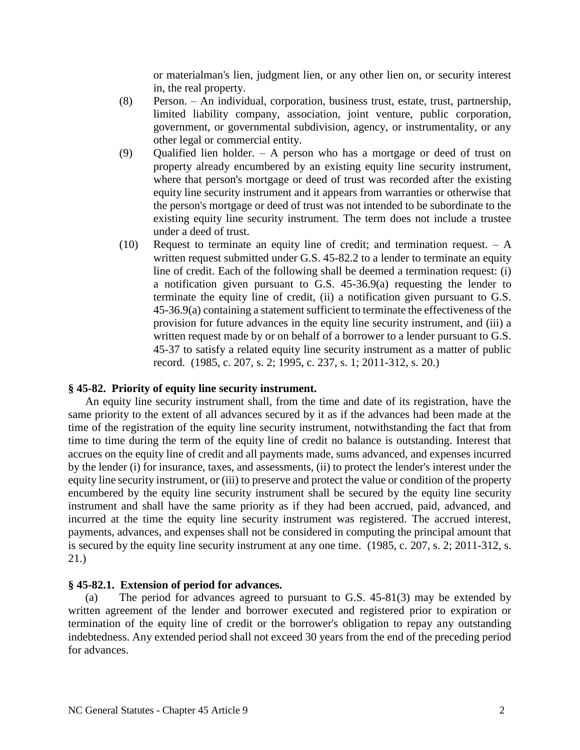or materialman's lien, judgment lien, or any other lien on, or security interest in, the real property.

(8) Person. – An individual, corporation, business trust, estate, trust, partnership, limited liability company, association, joint venture, public corporation, government, or governmental subdivision, agency, or instrumentality, or any other legal or commercial entity.

(9) Qualified lien holder. – A person who has a mortgage or deed of trust on property already encumbered by an existing equity line security instrument, where that person's mortgage or deed of trust was recorded after the existing equity line security instrument and it appears from warranties or otherwise that the person's mortgage or deed of trust was not intended to be subordinate to the existing equity line security instrument. The term does not include a trustee under a deed of trust.

(10) Request to terminate an equity line of credit; and termination request. – A written request submitted under G.S. 45-82.2 to a lender to terminate an equity line of credit. Each of the following shall be deemed a termination request: (i) a notification given pursuant to G.S. 45-36.9(a) requesting the lender to terminate the equity line of credit, (ii) a notification given pursuant to G.S. 45-36.9(a) containing a statement sufficient to terminate the effectiveness of the provision for future advances in the equity line security instrument, and (iii) a written request made by or on behalf of a borrower to a lender pursuant to G.S. 45-37 to satisfy a related equity line security instrument as a matter of public record. (1985, c. 207, s. 2; 1995, c. 237, s. 1; 2011-312, s. 20.)

**§ 45-82. Priority of equity line security instrument.**

An equity line security instrument shall, from the time and date of its registration, have the same priority to the extent of all advances secured by it as if the advances had been made at the time of the registration of the equity line security instrument, notwithstanding the fact that from time to time during the term of the equity line of credit no balance is outstanding. Interest that accrues on the equity line of credit and all payments made, sums advanced, and expenses incurred by the lender (i) for insurance, taxes, and assessments, (ii) to protect the lender's interest under the equity line security instrument, or (iii) to preserve and protect the value or condition of the property encumbered by the equity line security instrument shall be secured by the equity line security instrument and shall have the same priority as if they had been accrued, paid, advanced, and incurred at the time the equity line security instrument was registered. The accrued interest, payments, advances, and expenses shall not be considered in computing the principal amount that is secured by the equity line security instrument at any one time. (1985, c. 207, s. 2; 2011-312, s. 21.)

**§ 45-82.1. Extension of period for advances.**

(a) The period for advances agreed to pursuant to G.S. 45-81(3) may be extended by written agreement of the lender and borrower executed and registered prior to expiration or termination of the equity line of credit or the borrower's obligation to repay any outstanding indebtedness. Any extended period shall not exceed 30 years from the end of the preceding period for advances.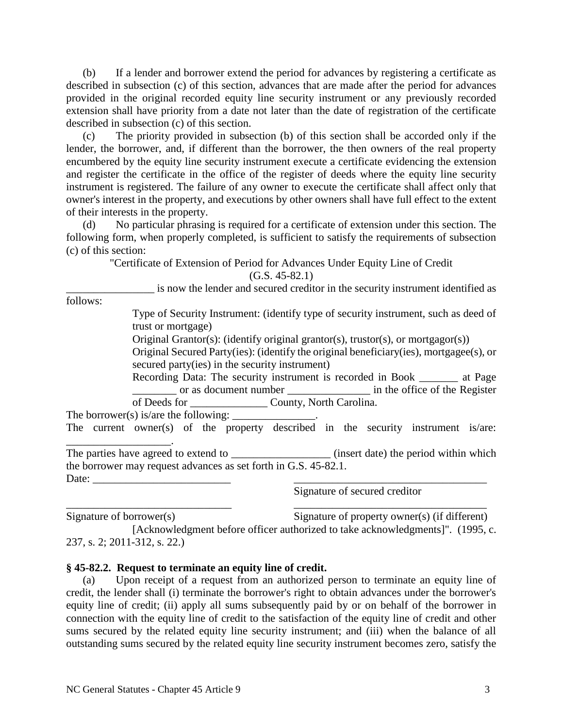(b) If a lender and borrower extend the period for advances by registering a certificate as described in subsection (c) of this section, advances that are made after the period for advances provided in the original recorded equity line security instrument or any previously recorded extension shall have priority from a date not later than the date of registration of the certificate described in subsection (c) of this section.

(c) The priority provided in subsection (b) of this section shall be accorded only if the lender, the borrower, and, if different than the borrower, the then owners of the real property encumbered by the equity line security instrument execute a certificate evidencing the extension and register the certificate in the office of the register of deeds where the equity line security instrument is registered. The failure of any owner to execute the certificate shall affect only that owner's interest in the property, and executions by other owners shall have full effect to the extent of their interests in the property.

(d) No particular phrasing is required for a certificate of extension under this section. The following form, when properly completed, is sufficient to satisfy the requirements of subsection (c) of this section:

"Certificate of Extension of Period for Advances Under Equity Line of Credit
(G.S. 45-82.1)

________________ is now the lender and secured creditor in the security instrument identified as follows:

Type of Security Instrument: (identify type of security instrument, such as deed of trust or mortgage)

Original Grantor(s): (identify original grantor(s), trustor(s), or mortgagor(s))

Original Secured Party(ies): (identify the original beneficiary(ies), mortgagee(s), or secured party(ies) in the security instrument)

Recording Data: The security instrument is recorded in Book _______ at Page ________ or as document number _______________ in the office of the Register of Deeds for ______________ County, North Carolina.

The borrower(s) is/are the following: _______________.

The current owner(s) of the property described in the security instrument is/are: ___________________.

The parties have agreed to extend to __________________ (insert date) the period within which the borrower may request advances as set forth in G.S. 45-82.1.

Date: _________________________ ____________________________________
Signature of secured creditor

______________________________ ____________________________________
Signature of borrower(s) Signature of property owner(s) (if different)

[Acknowledgment before officer authorized to take acknowledgments]". (1995, c. 237, s. 2; 2011-312, s. 22.)

### § 45-82.2. Request to terminate an equity line of credit.

(a) Upon receipt of a request from an authorized person to terminate an equity line of credit, the lender shall (i) terminate the borrower's right to obtain advances under the borrower's equity line of credit; (ii) apply all sums subsequently paid by or on behalf of the borrower in connection with the equity line of credit to the satisfaction of the equity line of credit and other sums secured by the related equity line security instrument; and (iii) when the balance of all outstanding sums secured by the related equity line security instrument becomes zero, satisfy the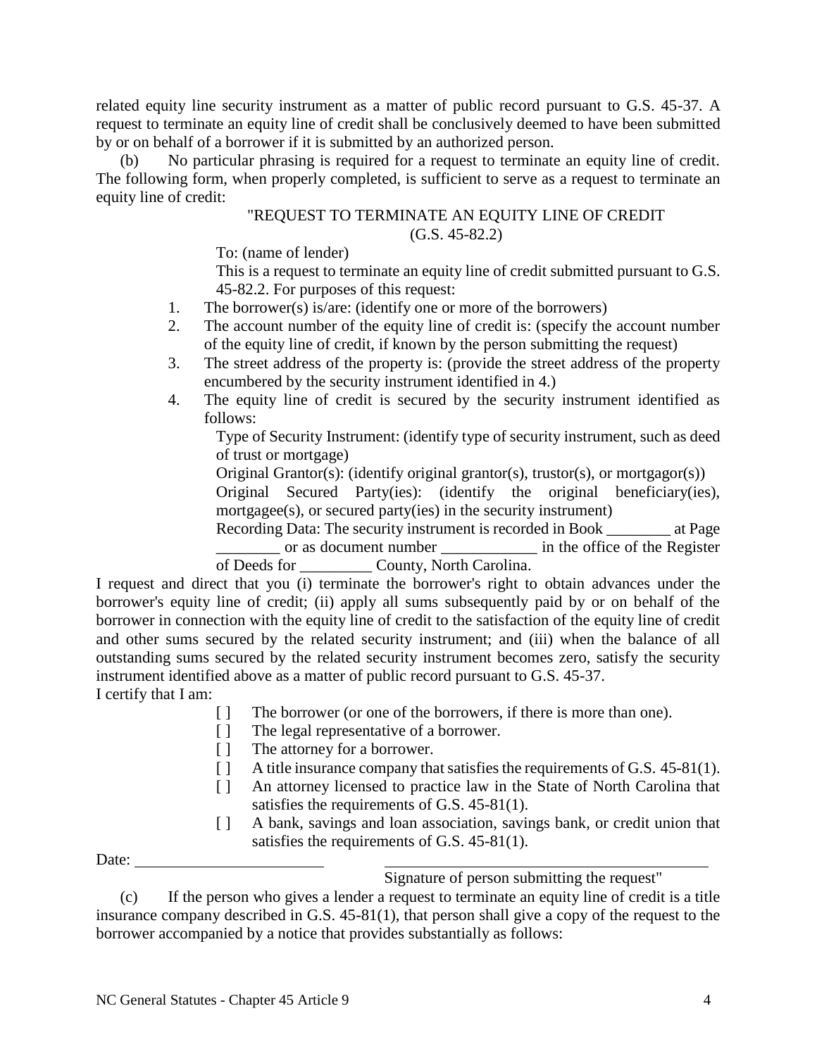related equity line security instrument as a matter of public record pursuant to G.S. 45-37. A request to terminate an equity line of credit shall be conclusively deemed to have been submitted by or on behalf of a borrower if it is submitted by an authorized person.

(b) No particular phrasing is required for a request to terminate an equity line of credit. The following form, when properly completed, is sufficient to serve as a request to terminate an equity line of credit:

"REQUEST TO TERMINATE AN EQUITY LINE OF CREDIT
(G.S. 45-82.2)

To: (name of lender)

This is a request to terminate an equity line of credit submitted pursuant to G.S. 45-82.2. For purposes of this request:

1. The borrower(s) is/are: (identify one or more of the borrowers)
2. The account number of the equity line of credit is: (specify the account number of the equity line of credit, if known by the person submitting the request)
3. The street address of the property is: (provide the street address of the property encumbered by the security instrument identified in 4.)
4. The equity line of credit is secured by the security instrument identified as follows:

   Type of Security Instrument: (identify type of security instrument, such as deed of trust or mortgage)

   Original Grantor(s): (identify original grantor(s), trustor(s), or mortgagor(s))

   Original Secured Party(ies): (identify the original beneficiary(ies), mortgagee(s), or secured party(ies) in the security instrument)

   Recording Data: The security instrument is recorded in Book ________ at Page ________ or as document number ____________ in the office of the Register of Deeds for _________ County, North Carolina.

I request and direct that you (i) terminate the borrower's right to obtain advances under the borrower's equity line of credit; (ii) apply all sums subsequently paid by or on behalf of the borrower in connection with the equity line of credit to the satisfaction of the equity line of credit and other sums secured by the related security instrument; and (iii) when the balance of all outstanding sums secured by the related security instrument becomes zero, satisfy the security instrument identified above as a matter of public record pursuant to G.S. 45-37.

I certify that I am:

[ ] The borrower (or one of the borrowers, if there is more than one).
[ ] The legal representative of a borrower.
[ ] The attorney for a borrower.
[ ] A title insurance company that satisfies the requirements of G.S. 45-81(1).
[ ] An attorney licensed to practice law in the State of North Carolina that satisfies the requirements of G.S. 45-81(1).
[ ] A bank, savings and loan association, savings bank, or credit union that satisfies the requirements of G.S. 45-81(1).

Date: ________________________ ________________________________________

Signature of person submitting the request"

(c) If the person who gives a lender a request to terminate an equity line of credit is a title insurance company described in G.S. 45-81(1), that person shall give a copy of the request to the borrower accompanied by a notice that provides substantially as follows: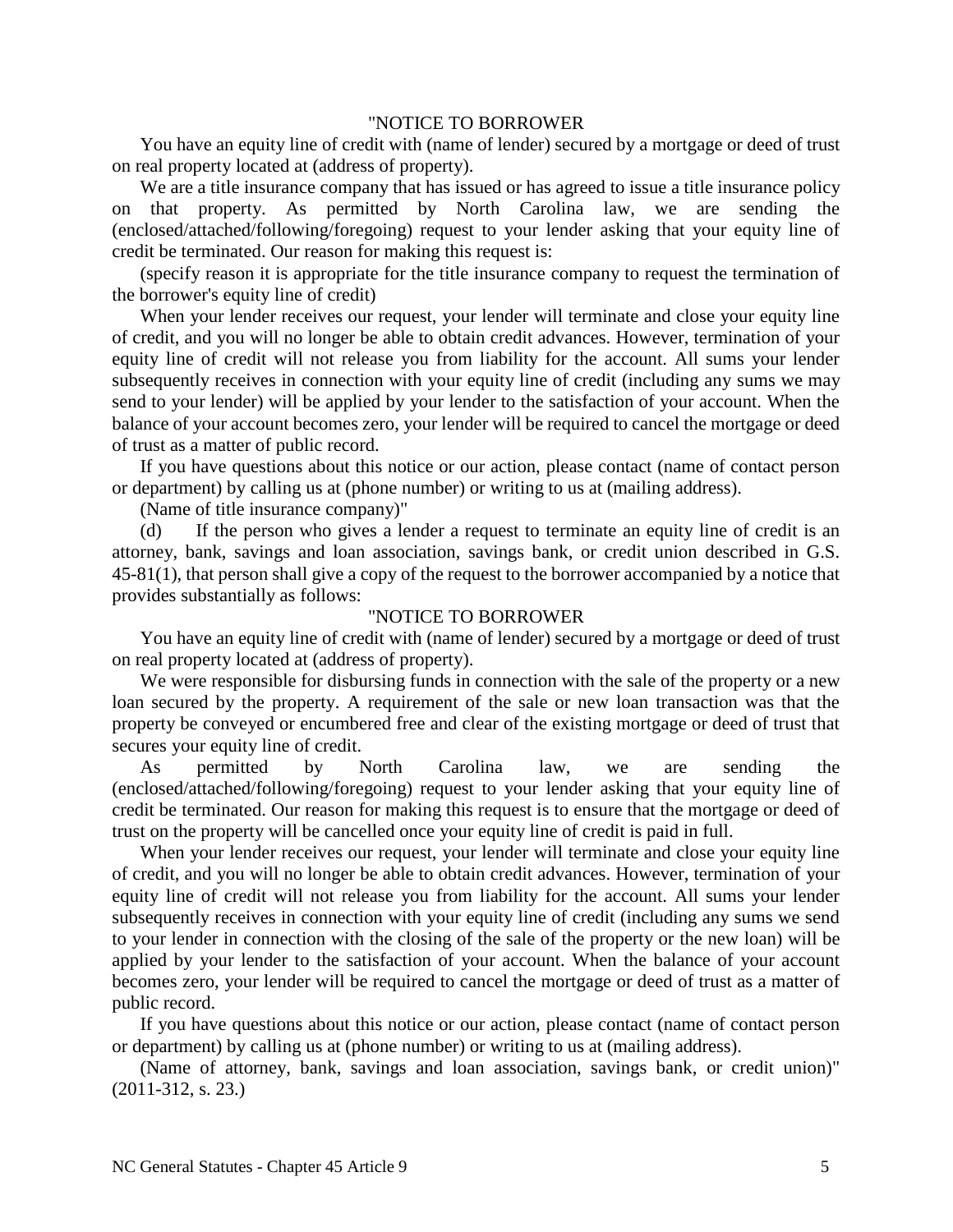"NOTICE TO BORROWER

You have an equity line of credit with (name of lender) secured by a mortgage or deed of trust on real property located at (address of property).

We are a title insurance company that has issued or has agreed to issue a title insurance policy on that property. As permitted by North Carolina law, we are sending the (enclosed/attached/following/foregoing) request to your lender asking that your equity line of credit be terminated. Our reason for making this request is:

(specify reason it is appropriate for the title insurance company to request the termination of the borrower's equity line of credit)

When your lender receives our request, your lender will terminate and close your equity line of credit, and you will no longer be able to obtain credit advances. However, termination of your equity line of credit will not release you from liability for the account. All sums your lender subsequently receives in connection with your equity line of credit (including any sums we may send to your lender) will be applied by your lender to the satisfaction of your account. When the balance of your account becomes zero, your lender will be required to cancel the mortgage or deed of trust as a matter of public record.

If you have questions about this notice or our action, please contact (name of contact person or department) by calling us at (phone number) or writing to us at (mailing address).

(Name of title insurance company)"

(d) If the person who gives a lender a request to terminate an equity line of credit is an attorney, bank, savings and loan association, savings bank, or credit union described in G.S. 45-81(1), that person shall give a copy of the request to the borrower accompanied by a notice that provides substantially as follows:

"NOTICE TO BORROWER

You have an equity line of credit with (name of lender) secured by a mortgage or deed of trust on real property located at (address of property).

We were responsible for disbursing funds in connection with the sale of the property or a new loan secured by the property. A requirement of the sale or new loan transaction was that the property be conveyed or encumbered free and clear of the existing mortgage or deed of trust that secures your equity line of credit.

As permitted by North Carolina law, we are sending the (enclosed/attached/following/foregoing) request to your lender asking that your equity line of credit be terminated. Our reason for making this request is to ensure that the mortgage or deed of trust on the property will be cancelled once your equity line of credit is paid in full.

When your lender receives our request, your lender will terminate and close your equity line of credit, and you will no longer be able to obtain credit advances. However, termination of your equity line of credit will not release you from liability for the account. All sums your lender subsequently receives in connection with your equity line of credit (including any sums we send to your lender in connection with the closing of the sale of the property or the new loan) will be applied by your lender to the satisfaction of your account. When the balance of your account becomes zero, your lender will be required to cancel the mortgage or deed of trust as a matter of public record.

If you have questions about this notice or our action, please contact (name of contact person or department) by calling us at (phone number) or writing to us at (mailing address).

(Name of attorney, bank, savings and loan association, savings bank, or credit union)" (2011-312, s. 23.)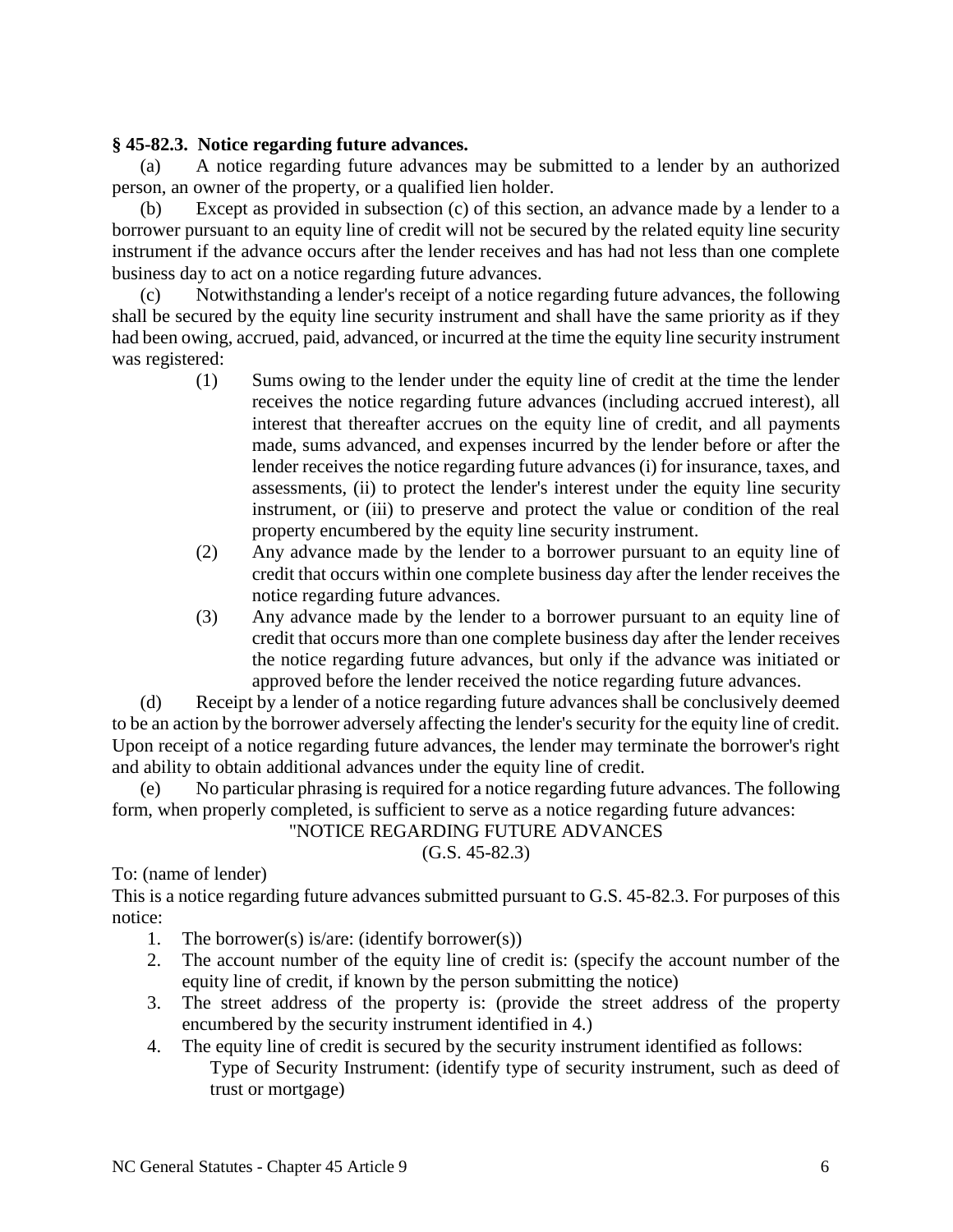**§ 45-82.3. Notice regarding future advances.**

(a) A notice regarding future advances may be submitted to a lender by an authorized person, an owner of the property, or a qualified lien holder.

(b) Except as provided in subsection (c) of this section, an advance made by a lender to a borrower pursuant to an equity line of credit will not be secured by the related equity line security instrument if the advance occurs after the lender receives and has had not less than one complete business day to act on a notice regarding future advances.

(c) Notwithstanding a lender's receipt of a notice regarding future advances, the following shall be secured by the equity line security instrument and shall have the same priority as if they had been owing, accrued, paid, advanced, or incurred at the time the equity line security instrument was registered:

(1) Sums owing to the lender under the equity line of credit at the time the lender receives the notice regarding future advances (including accrued interest), all interest that thereafter accrues on the equity line of credit, and all payments made, sums advanced, and expenses incurred by the lender before or after the lender receives the notice regarding future advances (i) for insurance, taxes, and assessments, (ii) to protect the lender's interest under the equity line security instrument, or (iii) to preserve and protect the value or condition of the real property encumbered by the equity line security instrument.

(2) Any advance made by the lender to a borrower pursuant to an equity line of credit that occurs within one complete business day after the lender receives the notice regarding future advances.

(3) Any advance made by the lender to a borrower pursuant to an equity line of credit that occurs more than one complete business day after the lender receives the notice regarding future advances, but only if the advance was initiated or approved before the lender received the notice regarding future advances.

(d) Receipt by a lender of a notice regarding future advances shall be conclusively deemed to be an action by the borrower adversely affecting the lender's security for the equity line of credit. Upon receipt of a notice regarding future advances, the lender may terminate the borrower's right and ability to obtain additional advances under the equity line of credit.

(e) No particular phrasing is required for a notice regarding future advances. The following form, when properly completed, is sufficient to serve as a notice regarding future advances:

"NOTICE REGARDING FUTURE ADVANCES
(G.S. 45-82.3)

To: (name of lender)

This is a notice regarding future advances submitted pursuant to G.S. 45-82.3. For purposes of this notice:

1. The borrower(s) is/are: (identify borrower(s))
2. The account number of the equity line of credit is: (specify the account number of the equity line of credit, if known by the person submitting the notice)
3. The street address of the property is: (provide the street address of the property encumbered by the security instrument identified in 4.)
4. The equity line of credit is secured by the security instrument identified as follows:

   Type of Security Instrument: (identify type of security instrument, such as deed of trust or mortgage)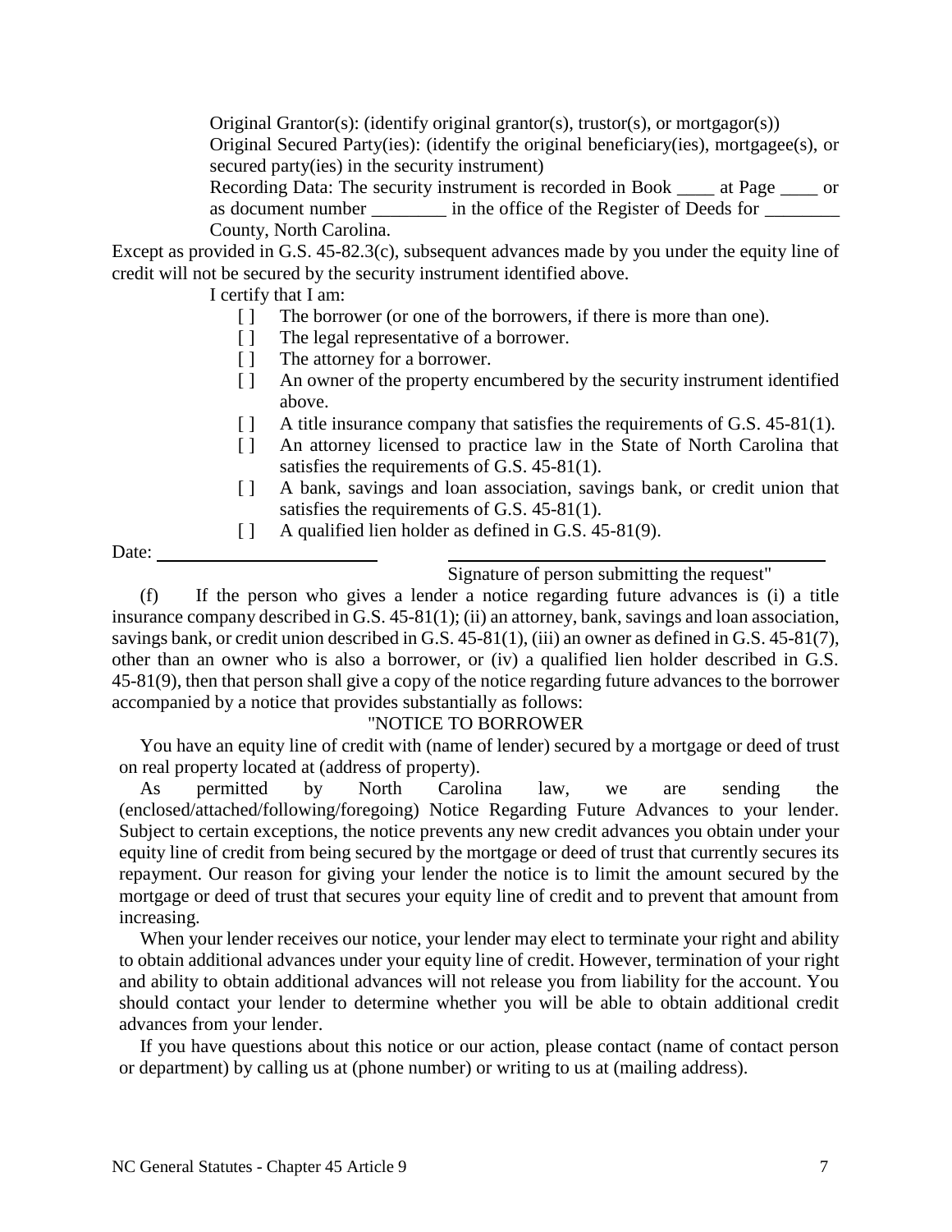Original Grantor(s): (identify original grantor(s), trustor(s), or mortgagor(s))

Original Secured Party(ies): (identify the original beneficiary(ies), mortgagee(s), or secured party(ies) in the security instrument)

Recording Data: The security instrument is recorded in Book ____ at Page ____ or as document number ________ in the office of the Register of Deeds for ________ County, North Carolina.

Except as provided in G.S. 45-82.3(c), subsequent advances made by you under the equity line of credit will not be secured by the security instrument identified above.

I certify that I am:

- [ ] The borrower (or one of the borrowers, if there is more than one).
- [ ] The legal representative of a borrower.
- [ ] The attorney for a borrower.
- [ ] An owner of the property encumbered by the security instrument identified above.
- [ ] A title insurance company that satisfies the requirements of G.S. 45-81(1).
- [ ] An attorney licensed to practice law in the State of North Carolina that satisfies the requirements of G.S. 45-81(1).
- [ ] A bank, savings and loan association, savings bank, or credit union that satisfies the requirements of G.S. 45-81(1).
- [ ] A qualified lien holder as defined in G.S. 45-81(9).

Date: ________________________ ________________________________________

Signature of person submitting the request"

(f) If the person who gives a lender a notice regarding future advances is (i) a title insurance company described in G.S. 45-81(1); (ii) an attorney, bank, savings and loan association, savings bank, or credit union described in G.S. 45-81(1), (iii) an owner as defined in G.S. 45-81(7), other than an owner who is also a borrower, or (iv) a qualified lien holder described in G.S. 45-81(9), then that person shall give a copy of the notice regarding future advances to the borrower accompanied by a notice that provides substantially as follows:

"NOTICE TO BORROWER

You have an equity line of credit with (name of lender) secured by a mortgage or deed of trust on real property located at (address of property).

As permitted by North Carolina law, we are sending the (enclosed/attached/following/foregoing) Notice Regarding Future Advances to your lender. Subject to certain exceptions, the notice prevents any new credit advances you obtain under your equity line of credit from being secured by the mortgage or deed of trust that currently secures its repayment. Our reason for giving your lender the notice is to limit the amount secured by the mortgage or deed of trust that secures your equity line of credit and to prevent that amount from increasing.

When your lender receives our notice, your lender may elect to terminate your right and ability to obtain additional advances under your equity line of credit. However, termination of your right and ability to obtain additional advances will not release you from liability for the account. You should contact your lender to determine whether you will be able to obtain additional credit advances from your lender.

If you have questions about this notice or our action, please contact (name of contact person or department) by calling us at (phone number) or writing to us at (mailing address).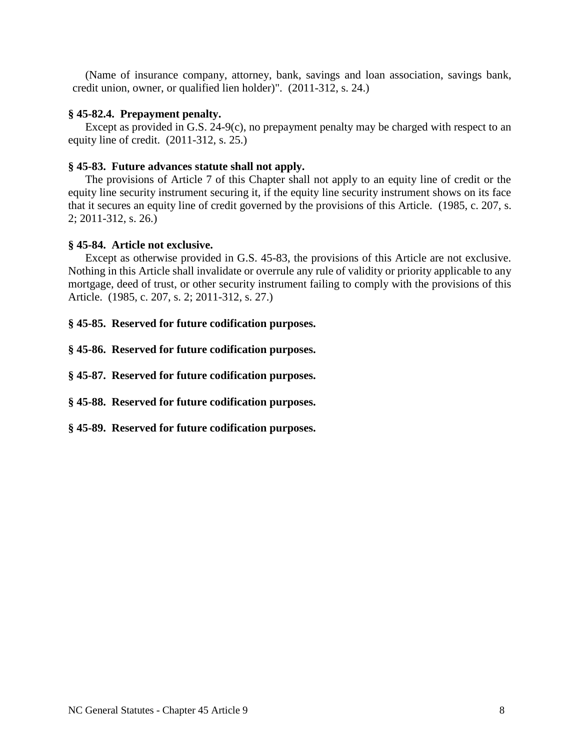(Name of insurance company, attorney, bank, savings and loan association, savings bank, credit union, owner, or qualified lien holder)". (2011-312, s. 24.)

**§ 45-82.4. Prepayment penalty.**

Except as provided in G.S. 24-9(c), no prepayment penalty may be charged with respect to an equity line of credit. (2011-312, s. 25.)

**§ 45-83. Future advances statute shall not apply.**

The provisions of Article 7 of this Chapter shall not apply to an equity line of credit or the equity line security instrument securing it, if the equity line security instrument shows on its face that it secures an equity line of credit governed by the provisions of this Article. (1985, c. 207, s. 2; 2011-312, s. 26.)

**§ 45-84. Article not exclusive.**

Except as otherwise provided in G.S. 45-83, the provisions of this Article are not exclusive. Nothing in this Article shall invalidate or overrule any rule of validity or priority applicable to any mortgage, deed of trust, or other security instrument failing to comply with the provisions of this Article. (1985, c. 207, s. 2; 2011-312, s. 27.)

**§ 45-85. Reserved for future codification purposes.**

**§ 45-86. Reserved for future codification purposes.**

**§ 45-87. Reserved for future codification purposes.**

**§ 45-88. Reserved for future codification purposes.**

**§ 45-89. Reserved for future codification purposes.**